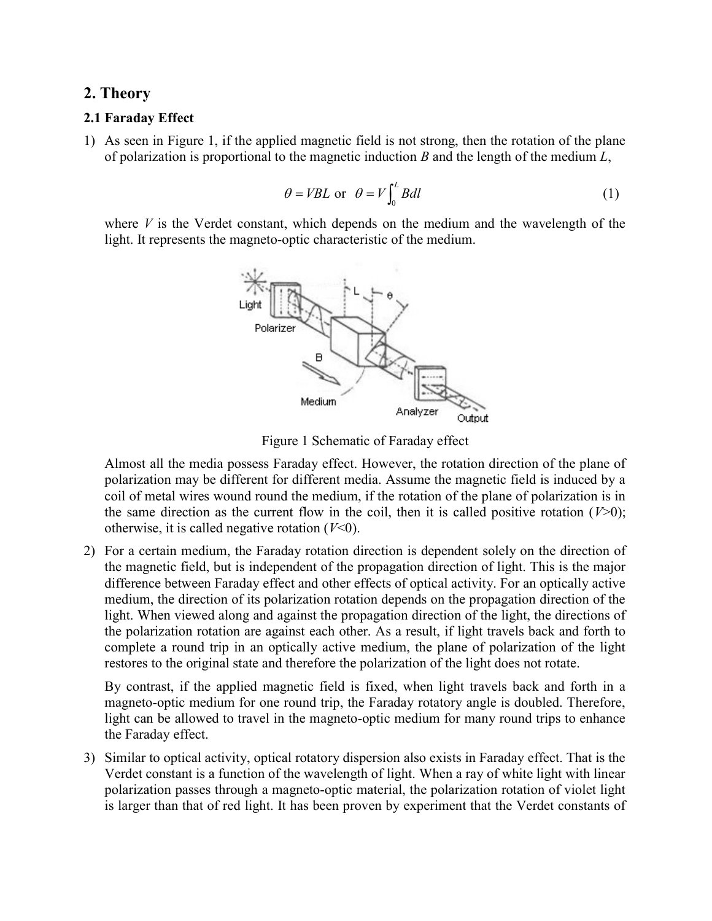## 2. Theory

### 2.1 Faraday Effect

1) As seen in Figure 1, if the applied magnetic field is not strong, then the rotation of the plane of polarization is proportional to the magnetic induction $B$ and the length of the medium $L$,

$$\theta = VBL \text{ or } \theta = V\int_0^L Bdl \quad (1)$$

where $V$ is the Verdet constant, which depends on the medium and the wavelength of the light. It represents the magneto-optic characteristic of the medium.

Figure 1 Schematic of Faraday effect

Almost all the media possess Faraday effect. However, the rotation direction of the plane of polarization may be different for different media. Assume the magnetic field is induced by a coil of metal wires wound round the medium, if the rotation of the plane of polarization is in the same direction as the current flow in the coil, then it is called positive rotation ($V$>0); otherwise, it is called negative rotation ($V$<0).

2) For a certain medium, the Faraday rotation direction is dependent solely on the direction of the magnetic field, but is independent of the propagation direction of light. This is the major difference between Faraday effect and other effects of optical activity. For an optically active medium, the direction of its polarization rotation depends on the propagation direction of the light. When viewed along and against the propagation direction of the light, the directions of the polarization rotation are against each other. As a result, if light travels back and forth to complete a round trip in an optically active medium, the plane of polarization of the light restores to the original state and therefore the polarization of the light does not rotate.

   By contrast, if the applied magnetic field is fixed, when light travels back and forth in a magneto-optic medium for one round trip, the Faraday rotatory angle is doubled. Therefore, light can be allowed to travel in the magneto-optic medium for many round trips to enhance the Faraday effect.

3) Similar to optical activity, optical rotatory dispersion also exists in Faraday effect. That is the Verdet constant is a function of the wavelength of light. When a ray of white light with linear polarization passes through a magneto-optic material, the polarization rotation of violet light is larger than that of red light. It has been proven by experiment that the Verdet constants of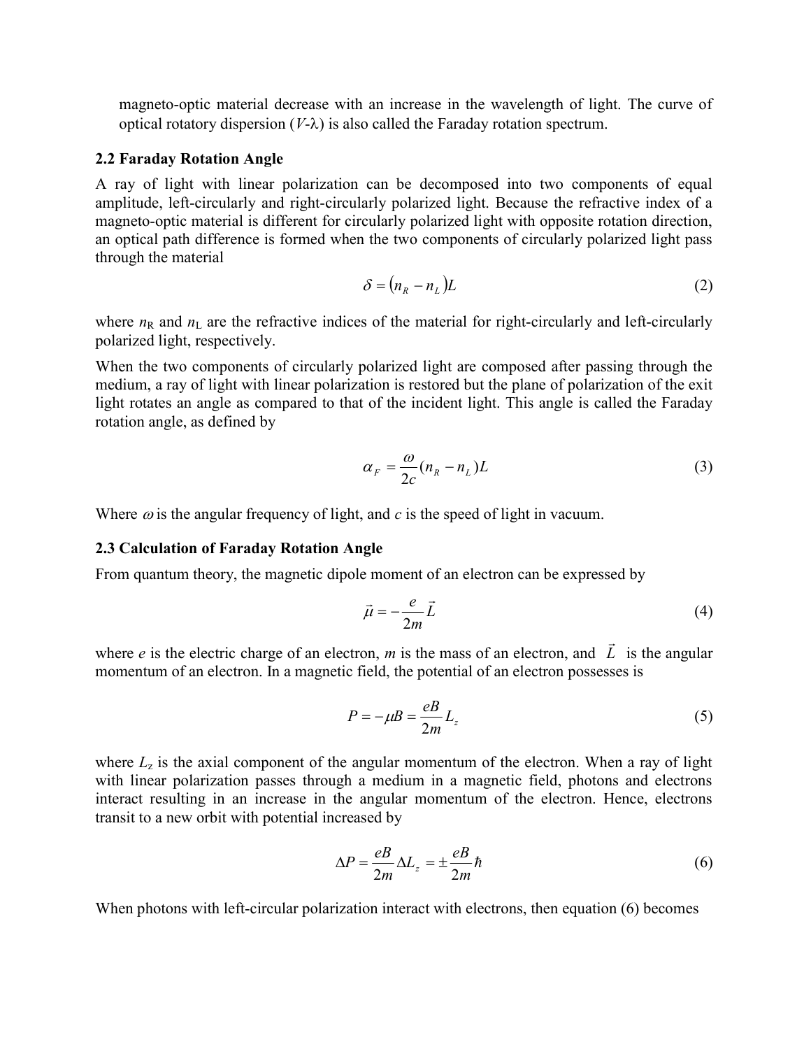magneto-optic material decrease with an increase in the wavelength of light. The curve of optical rotatory dispersion ($V$-$\lambda$) is also called the Faraday rotation spectrum.

### 2.2 Faraday Rotation Angle

A ray of light with linear polarization can be decomposed into two components of equal amplitude, left-circularly and right-circularly polarized light. Because the refractive index of a magneto-optic material is different for circularly polarized light with opposite rotation direction, an optical path difference is formed when the two components of circularly polarized light pass through the material

$$\delta = \left(n_R - n_L\right)L \tag{2}$$

where $n_R$ and $n_L$ are the refractive indices of the material for right-circularly and left-circularly polarized light, respectively.

When the two components of circularly polarized light are composed after passing through the medium, a ray of light with linear polarization is restored but the plane of polarization of the exit light rotates an angle as compared to that of the incident light. This angle is called the Faraday rotation angle, as defined by

$$\alpha_F = \frac{\omega}{2c}(n_R - n_L)L \tag{3}$$

Where $\omega$ is the angular frequency of light, and $c$ is the speed of light in vacuum.

### 2.3 Calculation of Faraday Rotation Angle

From quantum theory, the magnetic dipole moment of an electron can be expressed by

$$\vec{\mu} = -\frac{e}{2m}\vec{L} \tag{4}$$

where $e$ is the electric charge of an electron, $m$ is the mass of an electron, and $\vec{L}$ is the angular momentum of an electron. In a magnetic field, the potential of an electron possesses is

$$P = -\mu B = \frac{eB}{2m}L_z \tag{5}$$

where $L_z$ is the axial component of the angular momentum of the electron. When a ray of light with linear polarization passes through a medium in a magnetic field, photons and electrons interact resulting in an increase in the angular momentum of the electron. Hence, electrons transit to a new orbit with potential increased by

$$\Delta P = \frac{eB}{2m}\Delta L_z = \pm\frac{eB}{2m}\hbar \tag{6}$$

When photons with left-circular polarization interact with electrons, then equation (6) becomes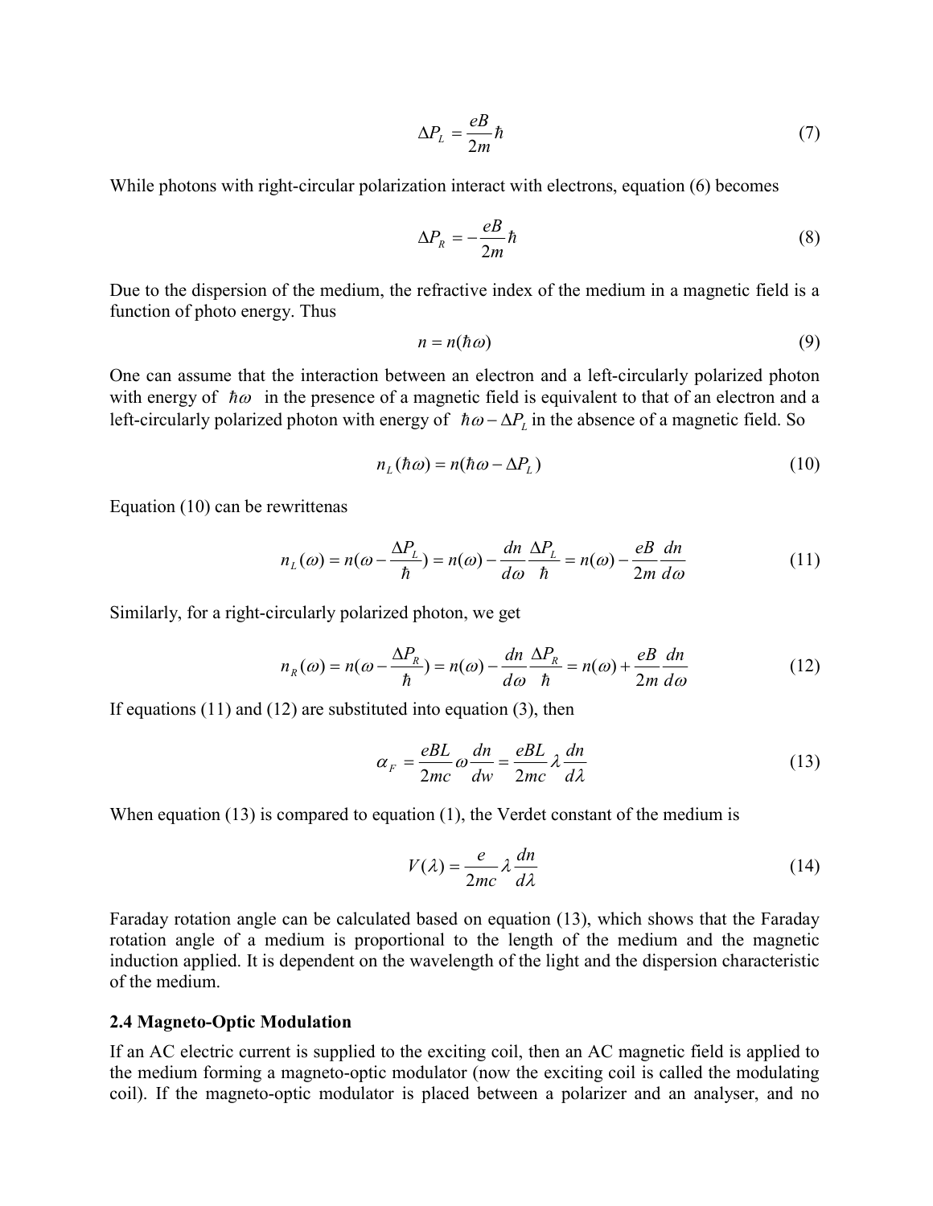$$\Delta P_L = \frac{eB}{2m}\hbar \tag{7}$$

While photons with right-circular polarization interact with electrons, equation (6) becomes

$$\Delta P_R = -\frac{eB}{2m}\hbar \tag{8}$$

Due to the dispersion of the medium, the refractive index of the medium in a magnetic field is a function of photo energy. Thus

$$n = n(\hbar\omega) \tag{9}$$

One can assume that the interaction between an electron and a left-circularly polarized photon with energy of $\hbar\omega$ in the presence of a magnetic field is equivalent to that of an electron and a left-circularly polarized photon with energy of $\hbar\omega - \Delta P_L$ in the absence of a magnetic field. So

$$n_L(\hbar\omega) = n(\hbar\omega - \Delta P_L) \tag{10}$$

Equation (10) can be rewrittenas

$$n_L(\omega) = n(\omega - \frac{\Delta P_L}{\hbar}) = n(\omega) - \frac{dn}{d\omega}\frac{\Delta P_L}{\hbar} = n(\omega) - \frac{eB}{2m}\frac{dn}{d\omega} \tag{11}$$

Similarly, for a right-circularly polarized photon, we get

$$n_R(\omega) = n(\omega - \frac{\Delta P_R}{\hbar}) = n(\omega) - \frac{dn}{d\omega}\frac{\Delta P_R}{\hbar} = n(\omega) + \frac{eB}{2m}\frac{dn}{d\omega} \tag{12}$$

If equations (11) and (12) are substituted into equation (3), then

$$\alpha_F = \frac{eBL}{2mc}\omega\frac{dn}{dw} = \frac{eBL}{2mc}\lambda\frac{dn}{d\lambda} \tag{13}$$

When equation (13) is compared to equation (1), the Verdet constant of the medium is

$$V(\lambda) = \frac{e}{2mc}\lambda\frac{dn}{d\lambda} \tag{14}$$

Faraday rotation angle can be calculated based on equation (13), which shows that the Faraday rotation angle of a medium is proportional to the length of the medium and the magnetic induction applied. It is dependent on the wavelength of the light and the dispersion characteristic of the medium.

### 2.4 Magneto-Optic Modulation

If an AC electric current is supplied to the exciting coil, then an AC magnetic field is applied to the medium forming a magneto-optic modulator (now the exciting coil is called the modulating coil). If the magneto-optic modulator is placed between a polarizer and an analyser, and no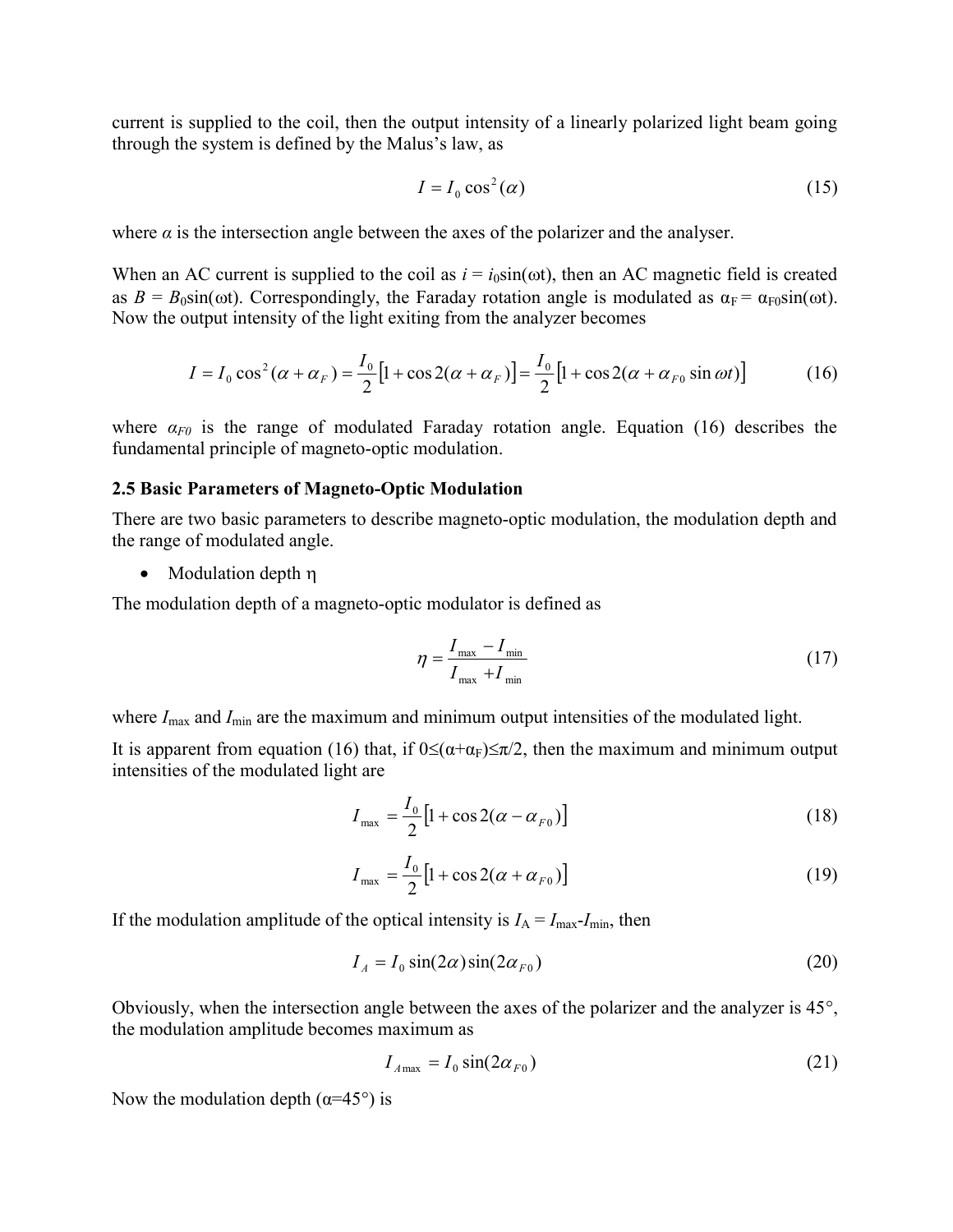current is supplied to the coil, then the output intensity of a linearly polarized light beam going through the system is defined by the Malus's law, as

$$I = I_0 \cos^2(\alpha) \tag{15}$$

where $\alpha$ is the intersection angle between the axes of the polarizer and the analyser.

When an AC current is supplied to the coil as $i = i_0\sin(\omega t)$, then an AC magnetic field is created as $B = B_0\sin(\omega t)$. Correspondingly, the Faraday rotation angle is modulated as $\alpha_F = \alpha_{F0}\sin(\omega t)$. Now the output intensity of the light exiting from the analyzer becomes

$$I = I_0 \cos^2(\alpha + \alpha_F) = \frac{I_0}{2}\left[1 + \cos 2(\alpha + \alpha_F)\right] = \frac{I_0}{2}\left[1 + \cos 2(\alpha + \alpha_{F0} \sin \omega t)\right] \tag{16}$$

where $\alpha_{F0}$ is the range of modulated Faraday rotation angle. Equation (16) describes the fundamental principle of magneto-optic modulation.

### 2.5 Basic Parameters of Magneto-Optic Modulation

There are two basic parameters to describe magneto-optic modulation, the modulation depth and the range of modulated angle.

- Modulation depth η

The modulation depth of a magneto-optic modulator is defined as

$$\eta = \frac{I_{\max} - I_{\min}}{I_{\max} + I_{\min}} \tag{17}$$

where $I_{\max}$ and $I_{\min}$ are the maximum and minimum output intensities of the modulated light.

It is apparent from equation (16) that, if $0 \leq (\alpha + \alpha_F) \leq \pi/2$, then the maximum and minimum output intensities of the modulated light are

$$I_{\max} = \frac{I_0}{2}\left[1 + \cos 2(\alpha - \alpha_{F0})\right] \tag{18}$$

$$I_{\max} = \frac{I_0}{2}\left[1 + \cos 2(\alpha + \alpha_{F0})\right] \tag{19}$$

If the modulation amplitude of the optical intensity is $I_A = I_{\max} - I_{\min}$, then

$$I_A = I_0 \sin(2\alpha)\sin(2\alpha_{F0}) \tag{20}$$

Obviously, when the intersection angle between the axes of the polarizer and the analyzer is 45°, the modulation amplitude becomes maximum as

$$I_{A\max} = I_0 \sin(2\alpha_{F0}) \tag{21}$$

Now the modulation depth ($\alpha$=45°) is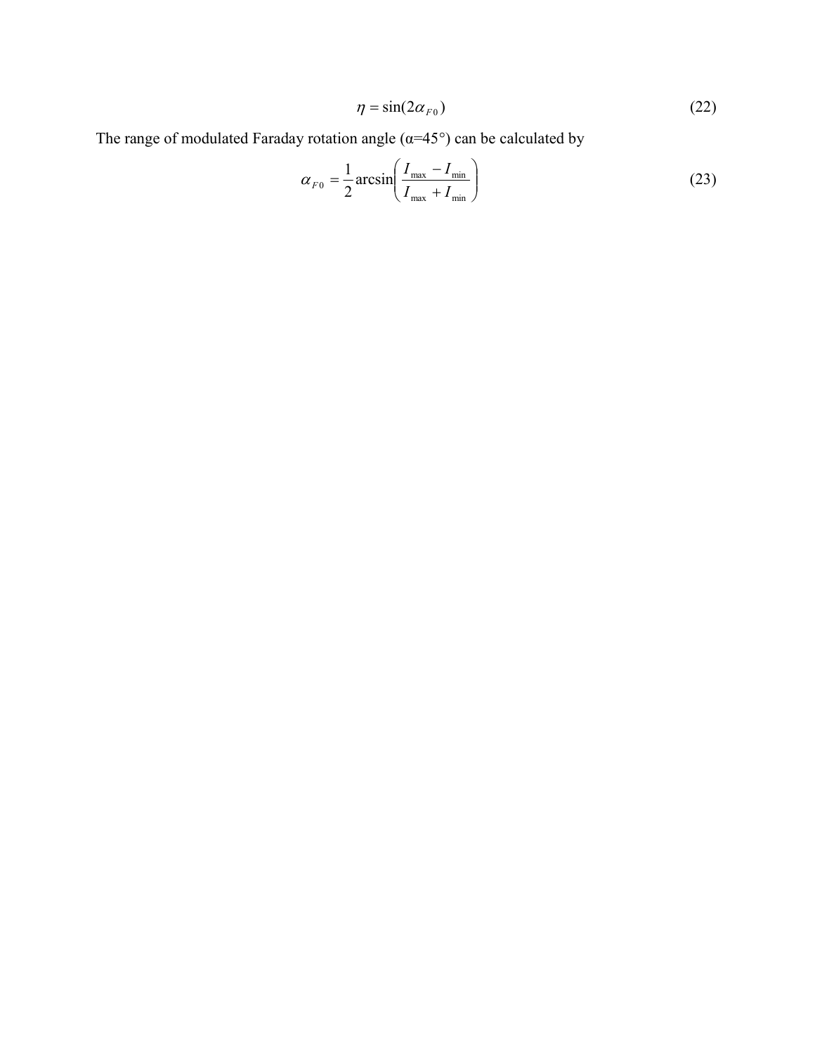$$\eta = \sin(2\alpha_{F0}) \tag{22}$$

The range of modulated Faraday rotation angle (α=45°) can be calculated by

$$\alpha_{F0} = \frac{1}{2}\arcsin\left(\frac{I_{\max} - I_{\min}}{I_{\max} + I_{\min}}\right) \tag{23}$$